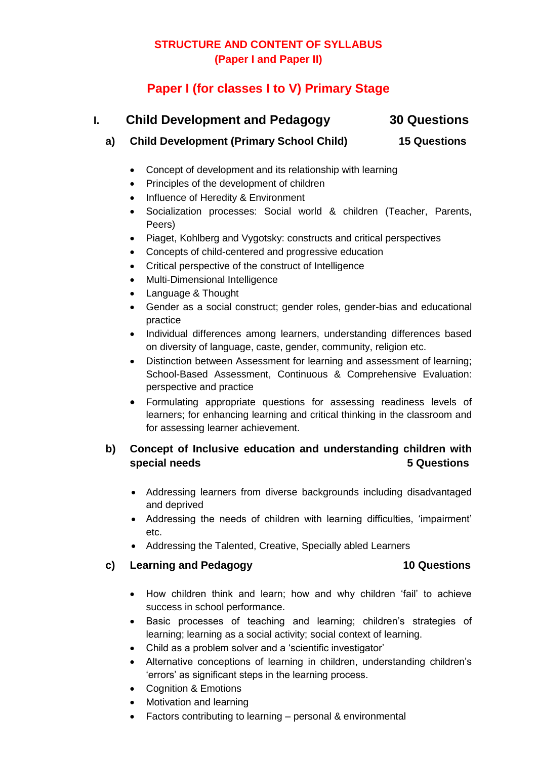# STRUCTURE AND CONTENT OF SYLLABUS
# (Paper I and Paper II)

## Paper I (for classes I to V) Primary Stage

### I. Child Development and Pedagogy — 30 Questions

#### a) Child Development (Primary School Child) — 15 Questions

- Concept of development and its relationship with learning
- Principles of the development of children
- Influence of Heredity & Environment
- Socialization processes: Social world & children (Teacher, Parents, Peers)
- Piaget, Kohlberg and Vygotsky: constructs and critical perspectives
- Concepts of child-centered and progressive education
- Critical perspective of the construct of Intelligence
- Multi-Dimensional Intelligence
- Language & Thought
- Gender as a social construct; gender roles, gender-bias and educational practice
- Individual differences among learners, understanding differences based on diversity of language, caste, gender, community, religion etc.
- Distinction between Assessment for learning and assessment of learning; School-Based Assessment, Continuous & Comprehensive Evaluation: perspective and practice
- Formulating appropriate questions for assessing readiness levels of learners; for enhancing learning and critical thinking in the classroom and for assessing learner achievement.

#### b) Concept of Inclusive education and understanding children with special needs — 5 Questions

- Addressing learners from diverse backgrounds including disadvantaged and deprived
- Addressing the needs of children with learning difficulties, 'impairment' etc.
- Addressing the Talented, Creative, Specially abled Learners

#### c) Learning and Pedagogy — 10 Questions

- How children think and learn; how and why children 'fail' to achieve success in school performance.
- Basic processes of teaching and learning; children's strategies of learning; learning as a social activity; social context of learning.
- Child as a problem solver and a 'scientific investigator'
- Alternative conceptions of learning in children, understanding children's 'errors' as significant steps in the learning process.
- Cognition & Emotions
- Motivation and learning
- Factors contributing to learning – personal & environmental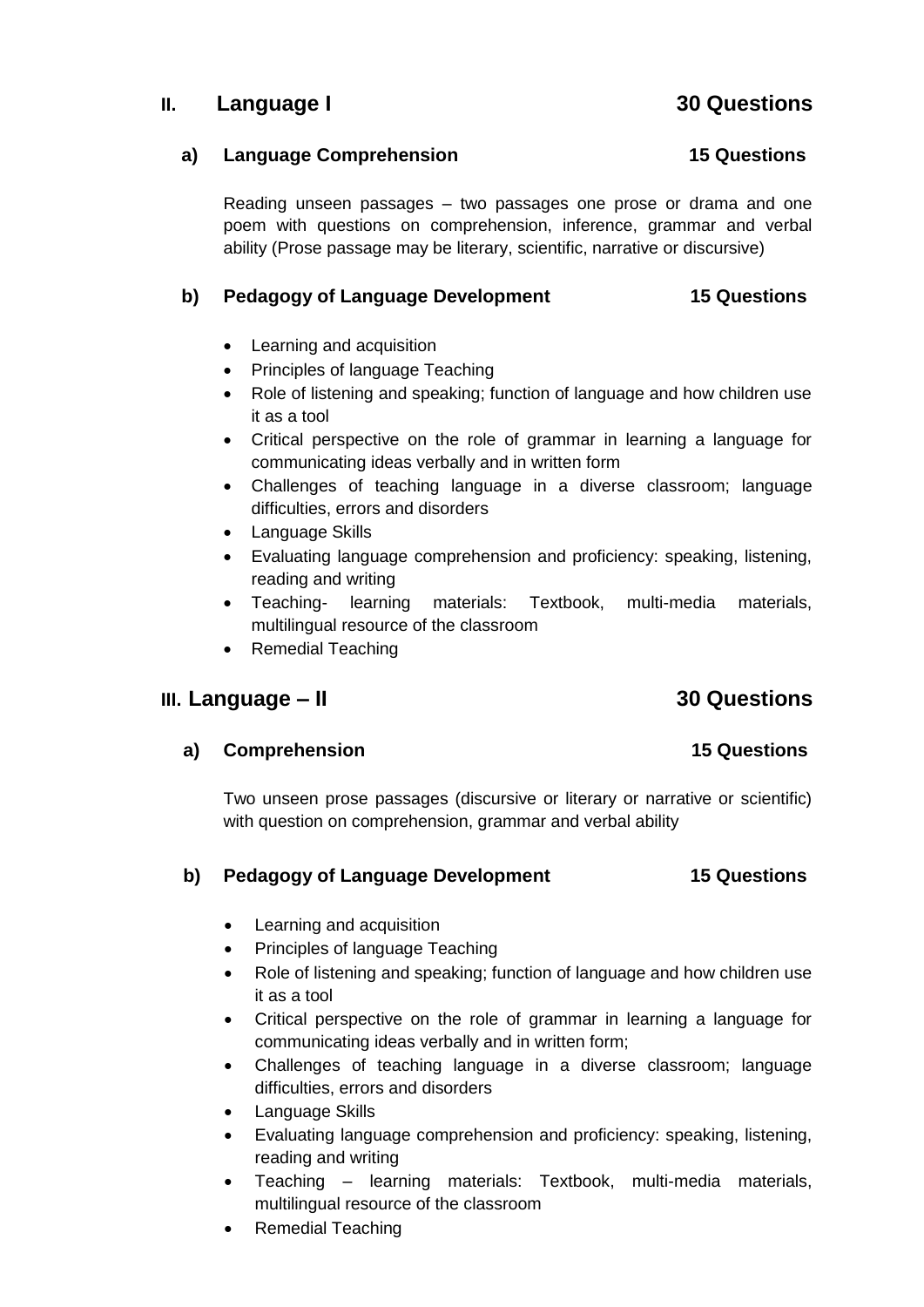## II. Language I — 30 Questions

### a) Language Comprehension — 15 Questions

Reading unseen passages – two passages one prose or drama and one poem with questions on comprehension, inference, grammar and verbal ability (Prose passage may be literary, scientific, narrative or discursive)

### b) Pedagogy of Language Development — 15 Questions

- Learning and acquisition
- Principles of language Teaching
- Role of listening and speaking; function of language and how children use it as a tool
- Critical perspective on the role of grammar in learning a language for communicating ideas verbally and in written form
- Challenges of teaching language in a diverse classroom; language difficulties, errors and disorders
- Language Skills
- Evaluating language comprehension and proficiency: speaking, listening, reading and writing
- Teaching- learning materials: Textbook, multi-media materials, multilingual resource of the classroom
- Remedial Teaching

## III. Language – II — 30 Questions

### a) Comprehension — 15 Questions

Two unseen prose passages (discursive or literary or narrative or scientific) with question on comprehension, grammar and verbal ability

### b) Pedagogy of Language Development — 15 Questions

- Learning and acquisition
- Principles of language Teaching
- Role of listening and speaking; function of language and how children use it as a tool
- Critical perspective on the role of grammar in learning a language for communicating ideas verbally and in written form;
- Challenges of teaching language in a diverse classroom; language difficulties, errors and disorders
- Language Skills
- Evaluating language comprehension and proficiency: speaking, listening, reading and writing
- Teaching – learning materials: Textbook, multi-media materials, multilingual resource of the classroom
- Remedial Teaching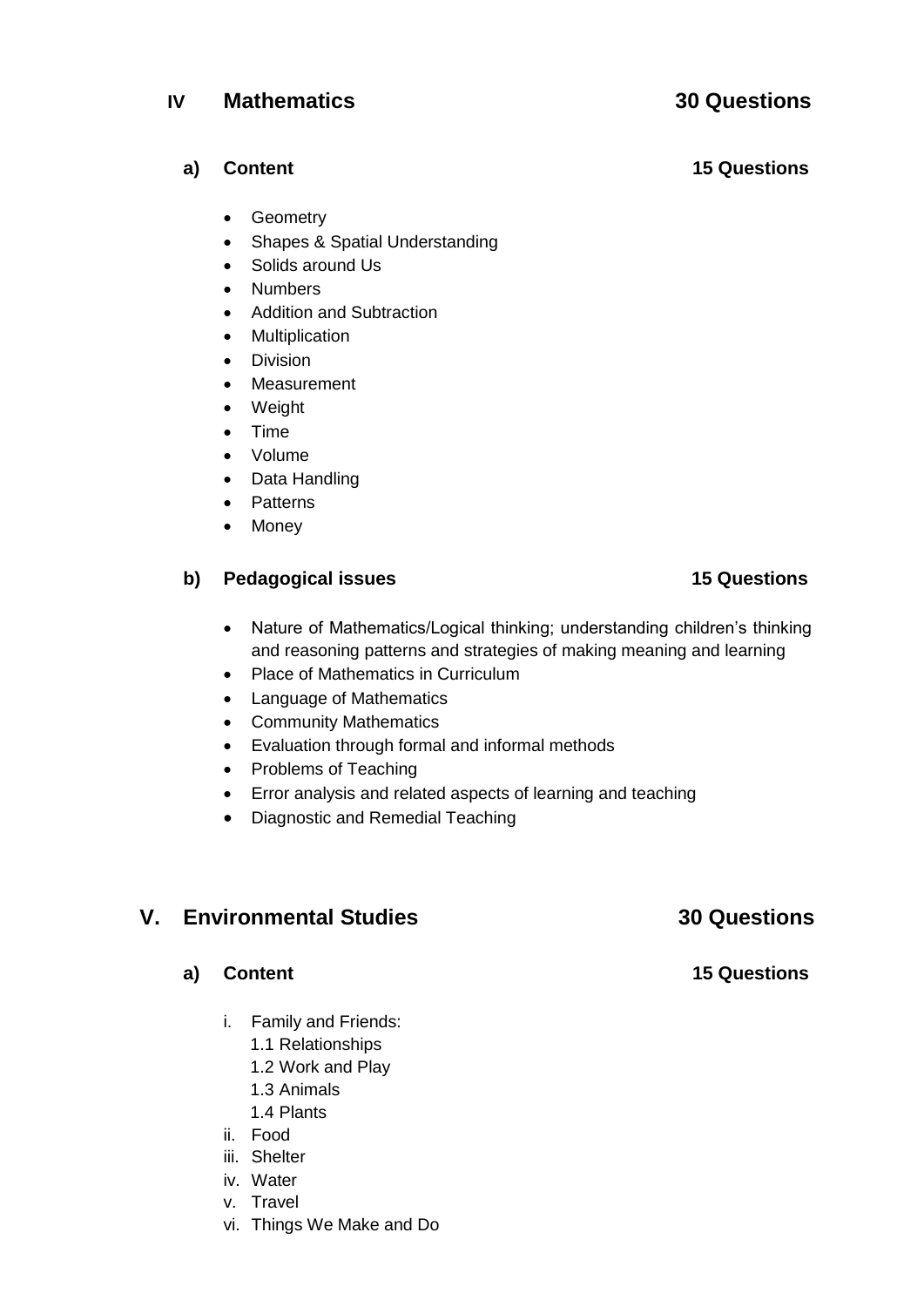## IV Mathematics — 30 Questions

### a) Content — 15 Questions

- Geometry
- Shapes & Spatial Understanding
- Solids around Us
- Numbers
- Addition and Subtraction
- Multiplication
- Division
- Measurement
- Weight
- Time
- Volume
- Data Handling
- Patterns
- Money

### b) Pedagogical issues — 15 Questions

- Nature of Mathematics/Logical thinking; understanding children's thinking and reasoning patterns and strategies of making meaning and learning
- Place of Mathematics in Curriculum
- Language of Mathematics
- Community Mathematics
- Evaluation through formal and informal methods
- Problems of Teaching
- Error analysis and related aspects of learning and teaching
- Diagnostic and Remedial Teaching

## V. Environmental Studies — 30 Questions

### a) Content — 15 Questions

i. Family and Friends:
   - 1.1 Relationships
   - 1.2 Work and Play
   - 1.3 Animals
   - 1.4 Plants

ii. Food

iii. Shelter

iv. Water

v. Travel

vi. Things We Make and Do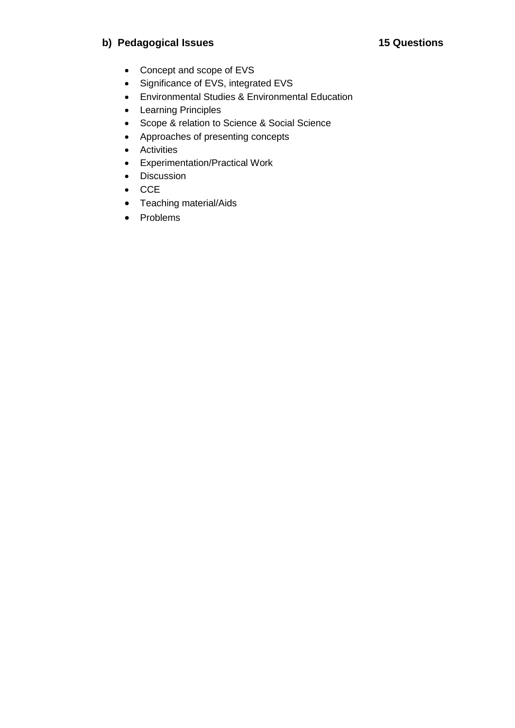**b) Pedagogical Issues** **15 Questions**

- Concept and scope of EVS
- Significance of EVS, integrated EVS
- Environmental Studies & Environmental Education
- Learning Principles
- Scope & relation to Science & Social Science
- Approaches of presenting concepts
- Activities
- Experimentation/Practical Work
- Discussion
- CCE
- Teaching material/Aids
- Problems